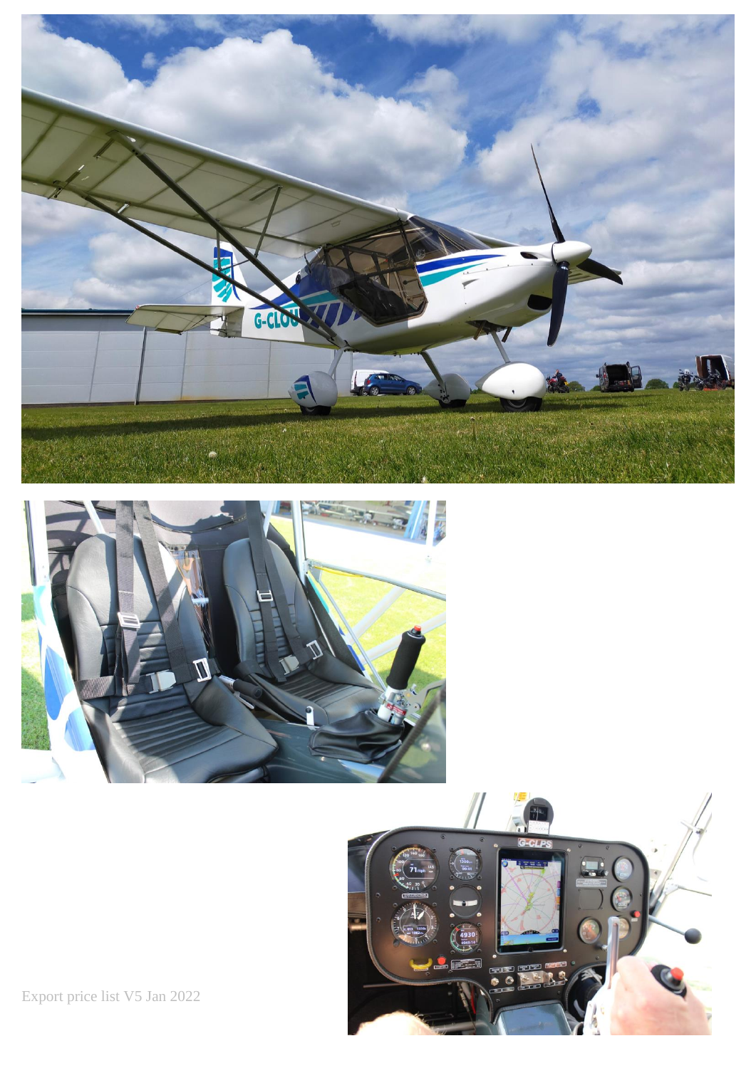Export price list V5 Jan 2022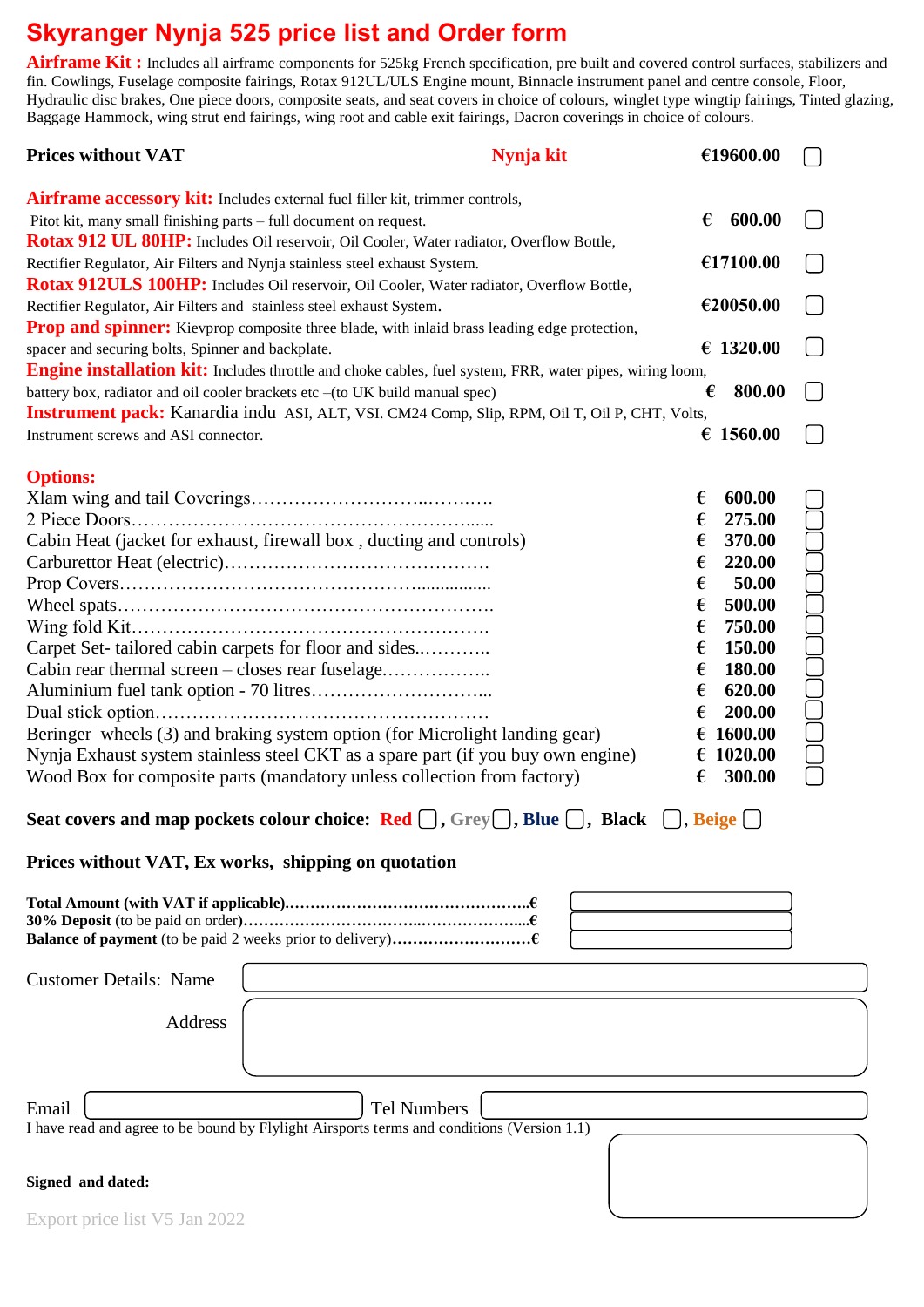# Skyranger Nynja 525 price list and Order form

**Airframe Kit :** Includes all airframe components for 525kg French specification, pre built and covered control surfaces, stabilizers and fin. Cowlings, Fuselage composite fairings, Rotax 912UL/ULS Engine mount, Binnacle instrument panel and centre console, Floor, Hydraulic disc brakes, One piece doors, composite seats, and seat covers in choice of colours, winglet type wingtip fairings, Tinted glazing, Baggage Hammock, wing strut end fairings, wing root and cable exit fairings, Dacron coverings in choice of colours.

| **Prices without VAT** | **Nynja kit** | **€19600.00** | ☐ |
|---|---|---|---|

| Item | Price | |
|---|---|---|
| **Airframe accessory kit:** Includes external fuel filler kit, trimmer controls, Pitot kit, many small finishing parts – full document on request. | **€ 600.00** | ☐ |
| **Rotax 912 UL 80HP:** Includes Oil reservoir, Oil Cooler, Water radiator, Overflow Bottle, Rectifier Regulator, Air Filters and Nynja stainless steel exhaust System. | **€17100.00** | ☐ |
| **Rotax 912ULS 100HP:** Includes Oil reservoir, Oil Cooler, Water radiator, Overflow Bottle, Rectifier Regulator, Air Filters and stainless steel exhaust System. | **€20050.00** | ☐ |
| **Prop and spinner:** Kievprop composite three blade, with inlaid brass leading edge protection, spacer and securing bolts, Spinner and backplate. | **€ 1320.00** | ☐ |
| **Engine installation kit:** Includes throttle and choke cables, fuel system, FRR, water pipes, wiring loom, battery box, radiator and oil cooler brackets etc –(to UK build manual spec) | **€ 800.00** | ☐ |
| **Instrument pack:** Kanardia indu ASI, ALT, VSI. CM24 Comp, Slip, RPM, Oil T, Oil P, CHT, Volts, Instrument screws and ASI connector. | **€ 1560.00** | ☐ |

## Options:

| Option | Price | |
|---|---|---|
| Xlam wing and tail Coverings | **€ 600.00** | ☐ |
| 2 Piece Doors | **€ 275.00** | ☐ |
| Cabin Heat (jacket for exhaust, firewall box , ducting and controls) | **€ 370.00** | ☐ |
| Carburettor Heat (electric) | **€ 220.00** | ☐ |
| Prop Covers | **€ 50.00** | ☐ |
| Wheel spats | **€ 500.00** | ☐ |
| Wing fold Kit | **€ 750.00** | ☐ |
| Carpet Set- tailored cabin carpets for floor and sides | **€ 150.00** | ☐ |
| Cabin rear thermal screen – closes rear fuselage | **€ 180.00** | ☐ |
| Aluminium fuel tank option - 70 litres | **€ 620.00** | ☐ |
| Dual stick option | **€ 200.00** | ☐ |
| Beringer wheels (3) and braking system option (for Microlight landing gear) | **€ 1600.00** | ☐ |
| Nynja Exhaust system stainless steel CKT as a spare part (if you buy own engine) | **€ 1020.00** | ☐ |
| Wood Box for composite parts (mandatory unless collection from factory) | **€ 300.00** | ☐ |

**Seat covers and map pockets colour choice:** **Red** ☐, **Grey** ☐, **Blue** ☐, **Black** ☐, **Beige** ☐

**Prices without VAT, Ex works, shipping on quotation**

**Total Amount (with VAT if applicable)……………………………………….€** ____________

**30% Deposit** (to be paid on order)**……………………………………………….€** ____________

**Balance of payment** (to be paid 2 weeks prior to delivery)**……………………….€** ____________

Customer Details: Name ____________

Address ____________

Email ____________ Tel Numbers ____________

I have read and agree to be bound by Flylight Airsports terms and conditions (Version 1.1)

**Signed and dated:** ____________

Export price list V5 Jan 2022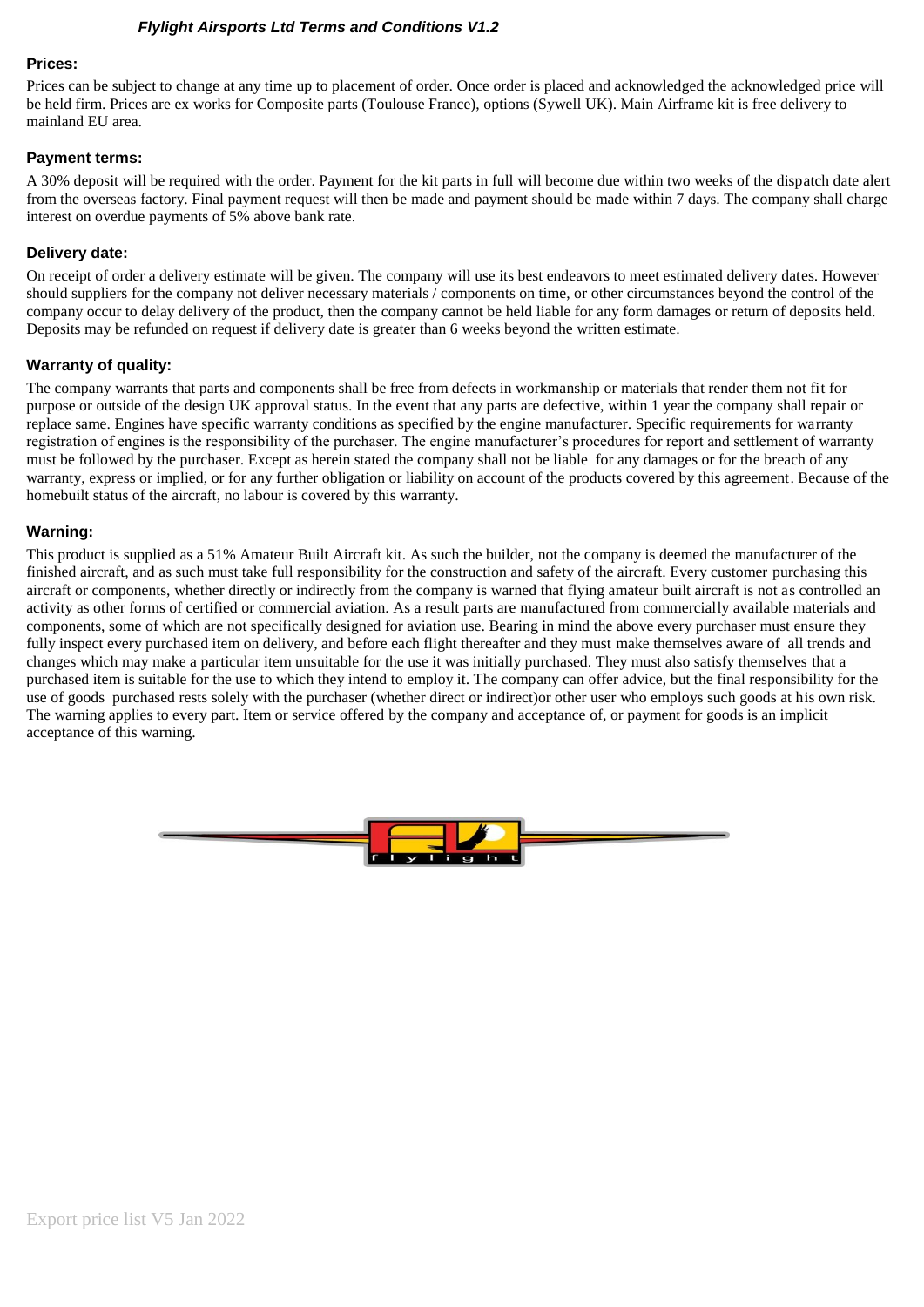# *Flylight Airsports Ltd Terms and Conditions V1.2*

## Prices:

Prices can be subject to change at any time up to placement of order. Once order is placed and acknowledged the acknowledged price will be held firm. Prices are ex works for Composite parts (Toulouse France), options (Sywell UK). Main Airframe kit is free delivery to mainland EU area.

## Payment terms:

A 30% deposit will be required with the order. Payment for the kit parts in full will become due within two weeks of the dispatch date alert from the overseas factory. Final payment request will then be made and payment should be made within 7 days. The company shall charge interest on overdue payments of 5% above bank rate.

## Delivery date:

On receipt of order a delivery estimate will be given. The company will use its best endeavors to meet estimated delivery dates. However should suppliers for the company not deliver necessary materials / components on time, or other circumstances beyond the control of the company occur to delay delivery of the product, then the company cannot be held liable for any form damages or return of deposits held. Deposits may be refunded on request if delivery date is greater than 6 weeks beyond the written estimate.

## Warranty of quality:

The company warrants that parts and components shall be free from defects in workmanship or materials that render them not fit for purpose or outside of the design UK approval status. In the event that any parts are defective, within 1 year the company shall repair or replace same. Engines have specific warranty conditions as specified by the engine manufacturer. Specific requirements for warranty registration of engines is the responsibility of the purchaser. The engine manufacturer's procedures for report and settlement of warranty must be followed by the purchaser. Except as herein stated the company shall not be liable for any damages or for the breach of any warranty, express or implied, or for any further obligation or liability on account of the products covered by this agreement. Because of the homebuilt status of the aircraft, no labour is covered by this warranty.

## Warning:

This product is supplied as a 51% Amateur Built Aircraft kit. As such the builder, not the company is deemed the manufacturer of the finished aircraft, and as such must take full responsibility for the construction and safety of the aircraft. Every customer purchasing this aircraft or components, whether directly or indirectly from the company is warned that flying amateur built aircraft is not as controlled an activity as other forms of certified or commercial aviation. As a result parts are manufactured from commercially available materials and components, some of which are not specifically designed for aviation use. Bearing in mind the above every purchaser must ensure they fully inspect every purchased item on delivery, and before each flight thereafter and they must make themselves aware of all trends and changes which may make a particular item unsuitable for the use it was initially purchased. They must also satisfy themselves that a purchased item is suitable for the use to which they intend to employ it. The company can offer advice, but the final responsibility for the use of goods purchased rests solely with the purchaser (whether direct or indirect)or other user who employs such goods at his own risk. The warning applies to every part. Item or service offered by the company and acceptance of, or payment for goods is an implicit acceptance of this warning.